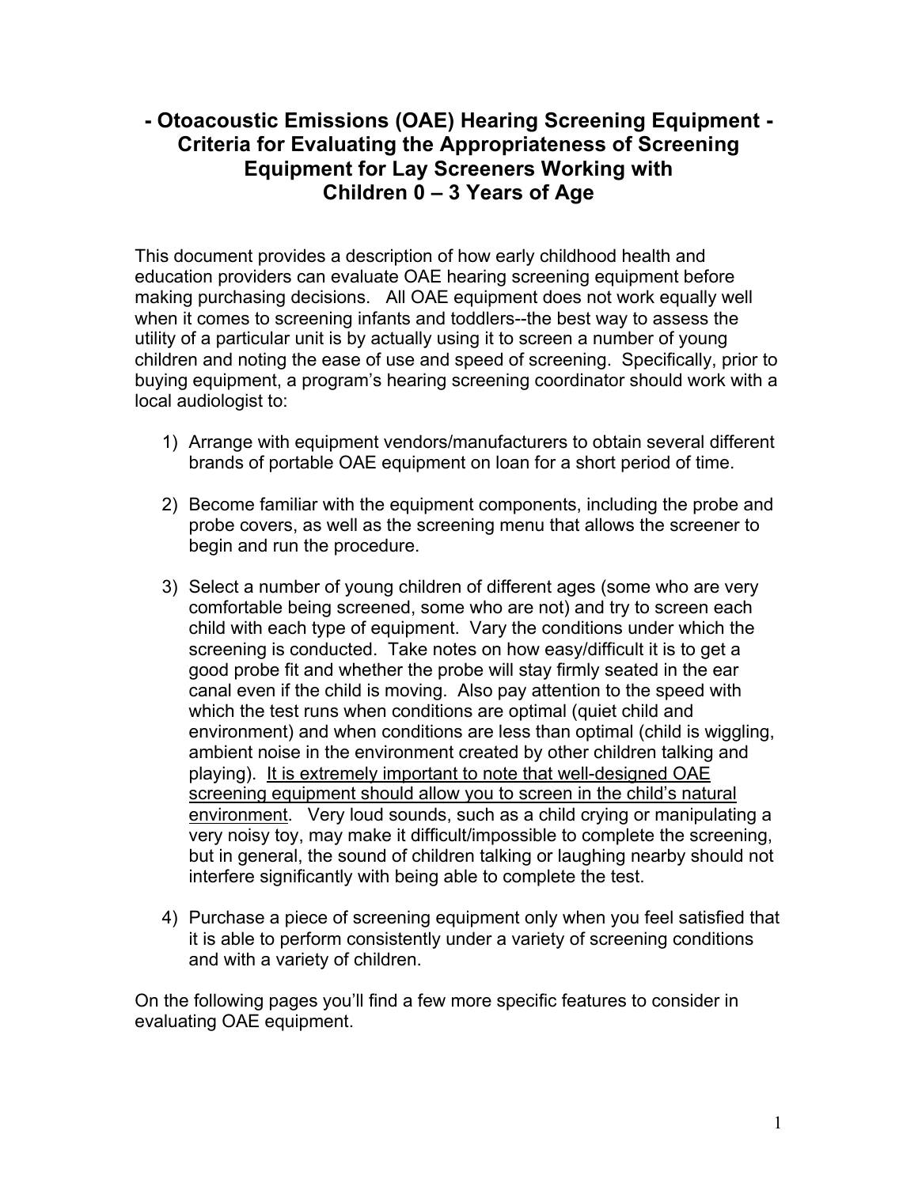# - Otoacoustic Emissions (OAE) Hearing Screening Equipment - Criteria for Evaluating the Appropriateness of Screening Equipment for Lay Screeners Working with Children 0 – 3 Years of Age

This document provides a description of how early childhood health and education providers can evaluate OAE hearing screening equipment before making purchasing decisions. All OAE equipment does not work equally well when it comes to screening infants and toddlers--the best way to assess the utility of a particular unit is by actually using it to screen a number of young children and noting the ease of use and speed of screening. Specifically, prior to buying equipment, a program's hearing screening coordinator should work with a local audiologist to:

1) Arrange with equipment vendors/manufacturers to obtain several different brands of portable OAE equipment on loan for a short period of time.

2) Become familiar with the equipment components, including the probe and probe covers, as well as the screening menu that allows the screener to begin and run the procedure.

3) Select a number of young children of different ages (some who are very comfortable being screened, some who are not) and try to screen each child with each type of equipment. Vary the conditions under which the screening is conducted. Take notes on how easy/difficult it is to get a good probe fit and whether the probe will stay firmly seated in the ear canal even if the child is moving. Also pay attention to the speed with which the test runs when conditions are optimal (quiet child and environment) and when conditions are less than optimal (child is wiggling, ambient noise in the environment created by other children talking and playing). <u>It is extremely important to note that well-designed OAE screening equipment should allow you to screen in the child's natural environment</u>. Very loud sounds, such as a child crying or manipulating a very noisy toy, may make it difficult/impossible to complete the screening, but in general, the sound of children talking or laughing nearby should not interfere significantly with being able to complete the test.

4) Purchase a piece of screening equipment only when you feel satisfied that it is able to perform consistently under a variety of screening conditions and with a variety of children.

On the following pages you'll find a few more specific features to consider in evaluating OAE equipment.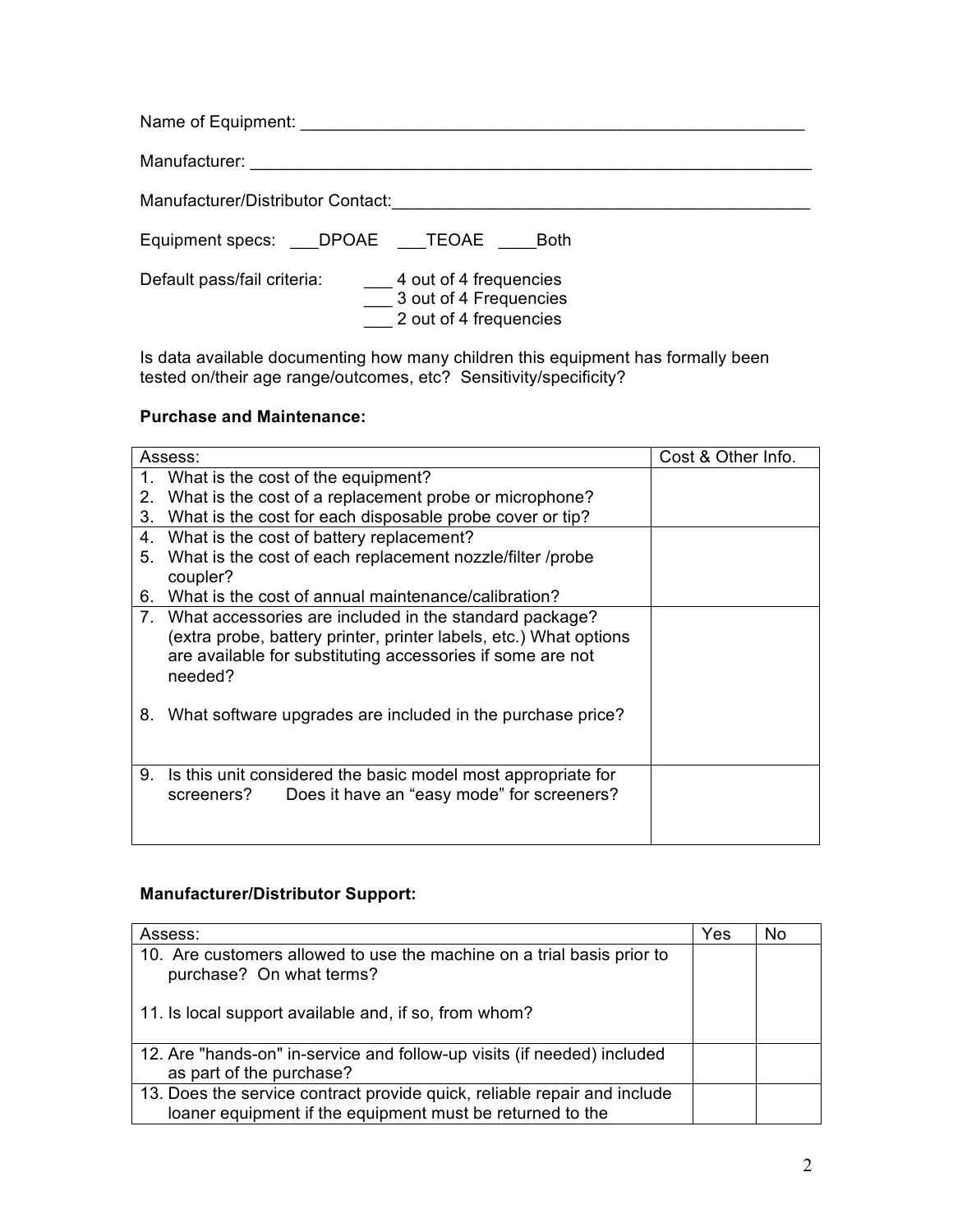Name of Equipment: ______________________________________________________

Manufacturer: __________________________________________________________

Manufacturer/Distributor Contact:____________________________________________

Equipment specs: ___DPOAE ___TEOAE ____Both

Default pass/fail criteria:
___ 4 out of 4 frequencies
___ 3 out of 4 Frequencies
___ 2 out of 4 frequencies

Is data available documenting how many children this equipment has formally been tested on/their age range/outcomes, etc? Sensitivity/specificity?

**Purchase and Maintenance:**

| Assess: | Cost & Other Info. |
|---|---|
| 1. What is the cost of the equipment?<br>2. What is the cost of a replacement probe or microphone?<br>3. What is the cost for each disposable probe cover or tip? | |
| 4. What is the cost of battery replacement?<br>5. What is the cost of each replacement nozzle/filter /probe coupler?<br>6. What is the cost of annual maintenance/calibration? | |
| 7. What accessories are included in the standard package? (extra probe, battery printer, printer labels, etc.) What options are available for substituting accessories if some are not needed?<br><br>8. What software upgrades are included in the purchase price? | |
| 9. Is this unit considered the basic model most appropriate for screeners? Does it have an "easy mode" for screeners? | |

**Manufacturer/Distributor Support:**

| Assess: | Yes | No |
|---|---|---|
| 10. Are customers allowed to use the machine on a trial basis prior to purchase? On what terms?<br><br>11. Is local support available and, if so, from whom? | | |
| 12. Are "hands-on" in-service and follow-up visits (if needed) included as part of the purchase? | | |
| 13. Does the service contract provide quick, reliable repair and include loaner equipment if the equipment must be returned to the | | |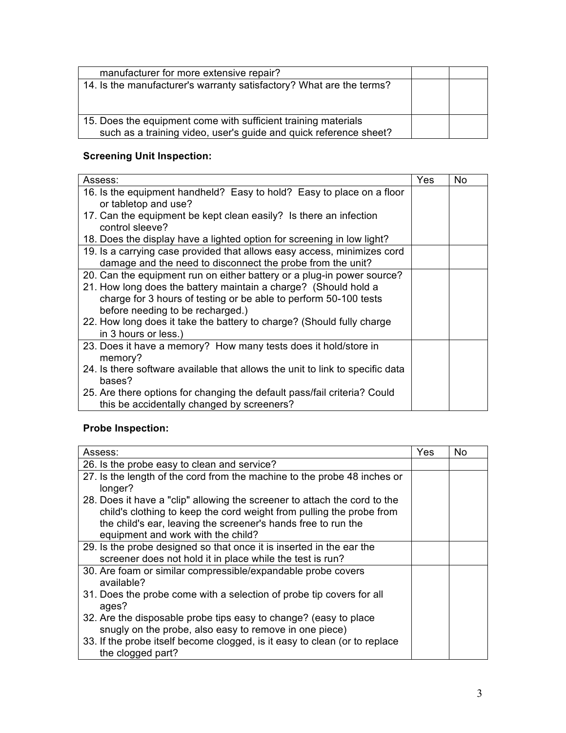| | | |
|---|---|---|
| manufacturer for more extensive repair? | | |
| 14. Is the manufacturer's warranty satisfactory? What are the terms? | | |
| 15. Does the equipment come with sufficient training materials such as a training video, user's guide and quick reference sheet? | | |

**Screening Unit Inspection:**

| Assess: | Yes | No |
|---|---|---|
| 16. Is the equipment handheld? Easy to hold? Easy to place on a floor or tabletop and use?<br>17. Can the equipment be kept clean easily? Is there an infection control sleeve?<br>18. Does the display have a lighted option for screening in low light? | | |
| 19. Is a carrying case provided that allows easy access, minimizes cord damage and the need to disconnect the probe from the unit? | | |
| 20. Can the equipment run on either battery or a plug-in power source?<br>21. How long does the battery maintain a charge? (Should hold a charge for 3 hours of testing or be able to perform 50-100 tests before needing to be recharged.)<br>22. How long does it take the battery to charge? (Should fully charge in 3 hours or less.) | | |
| 23. Does it have a memory? How many tests does it hold/store in memory?<br>24. Is there software available that allows the unit to link to specific data bases?<br>25. Are there options for changing the default pass/fail criteria? Could this be accidentally changed by screeners? | | |

**Probe Inspection:**

| Assess: | Yes | No |
|---|---|---|
| 26. Is the probe easy to clean and service? | | |
| 27. Is the length of the cord from the machine to the probe 48 inches or longer?<br>28. Does it have a "clip" allowing the screener to attach the cord to the child's clothing to keep the cord weight from pulling the probe from the child's ear, leaving the screener's hands free to run the equipment and work with the child? | | |
| 29. Is the probe designed so that once it is inserted in the ear the screener does not hold it in place while the test is run? | | |
| 30. Are foam or similar compressible/expandable probe covers available?<br>31. Does the probe come with a selection of probe tip covers for all ages?<br>32. Are the disposable probe tips easy to change? (easy to place snugly on the probe, also easy to remove in one piece)<br>33. If the probe itself become clogged, is it easy to clean (or to replace the clogged part? | | |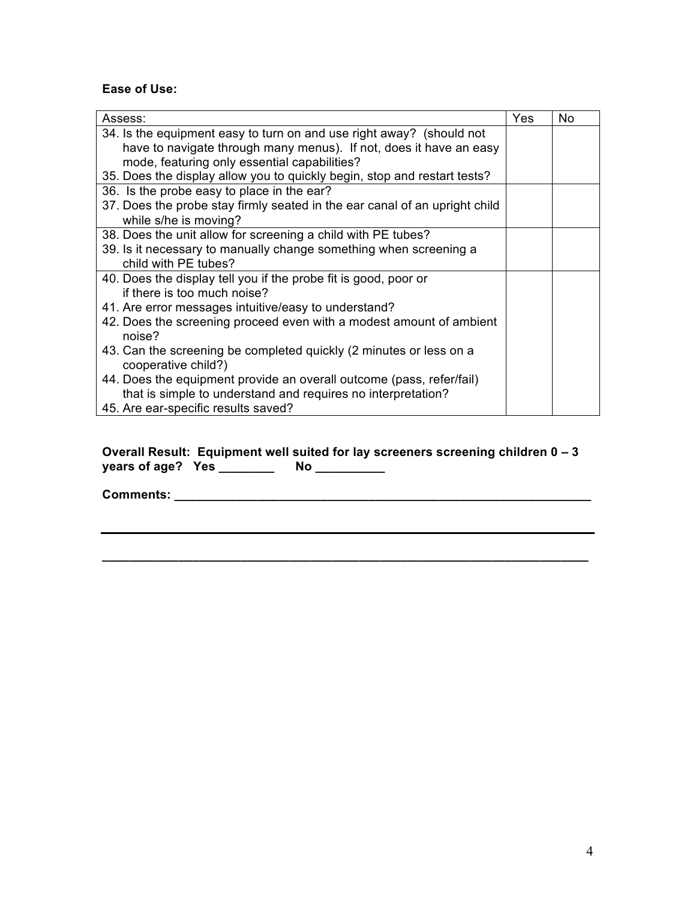**Ease of Use:**

| Assess: | Yes | No |
|---|---|---|
| 34. Is the equipment easy to turn on and use right away? (should not have to navigate through many menus). If not, does it have an easy mode, featuring only essential capabilities?<br>35. Does the display allow you to quickly begin, stop and restart tests? | | |
| 36. Is the probe easy to place in the ear?<br>37. Does the probe stay firmly seated in the ear canal of an upright child while s/he is moving? | | |
| 38. Does the unit allow for screening a child with PE tubes?<br>39. Is it necessary to manually change something when screening a child with PE tubes? | | |
| 40. Does the display tell you if the probe fit is good, poor or if there is too much noise?<br>41. Are error messages intuitive/easy to understand?<br>42. Does the screening proceed even with a modest amount of ambient noise?<br>43. Can the screening be completed quickly (2 minutes or less on a cooperative child?)<br>44. Does the equipment provide an overall outcome (pass, refer/fail) that is simple to understand and requires no interpretation?<br>45. Are ear-specific results saved? | | |

**Overall Result: Equipment well suited for lay screeners screening children 0 – 3 years of age? Yes ________ No __________**

**Comments: _______________________________________________________________**

_______________________________________________________________________

_______________________________________________________________________